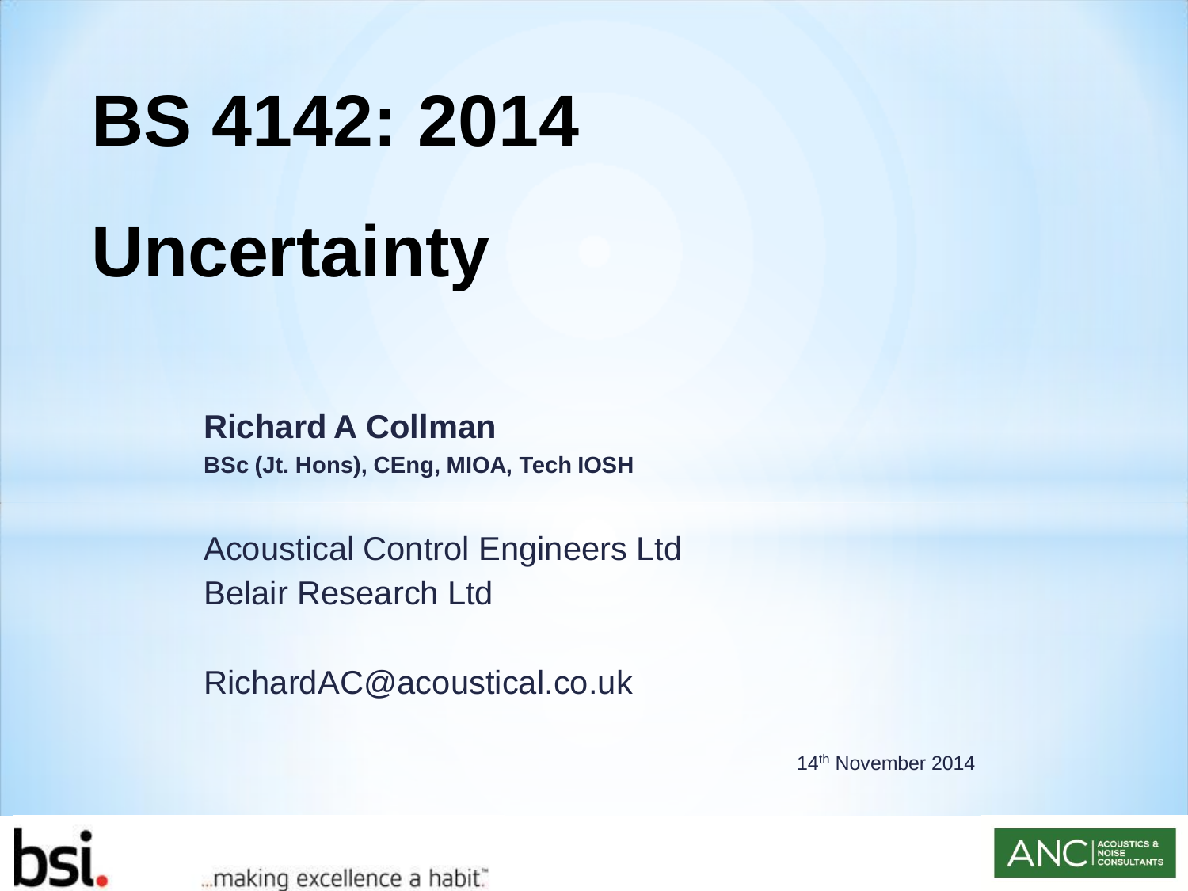# BS 4142: 2014

# Uncertainty

**Richard A Collman**
**BSc (Jt. Hons), CEng, MIOA, Tech IOSH**

Acoustical Control Engineers Ltd
Belair Research Ltd

RichardAC@acoustical.co.uk

14th November 2014

...making excellence a habit.™

ANC ACOUSTICS & NOISE CONSULTANTS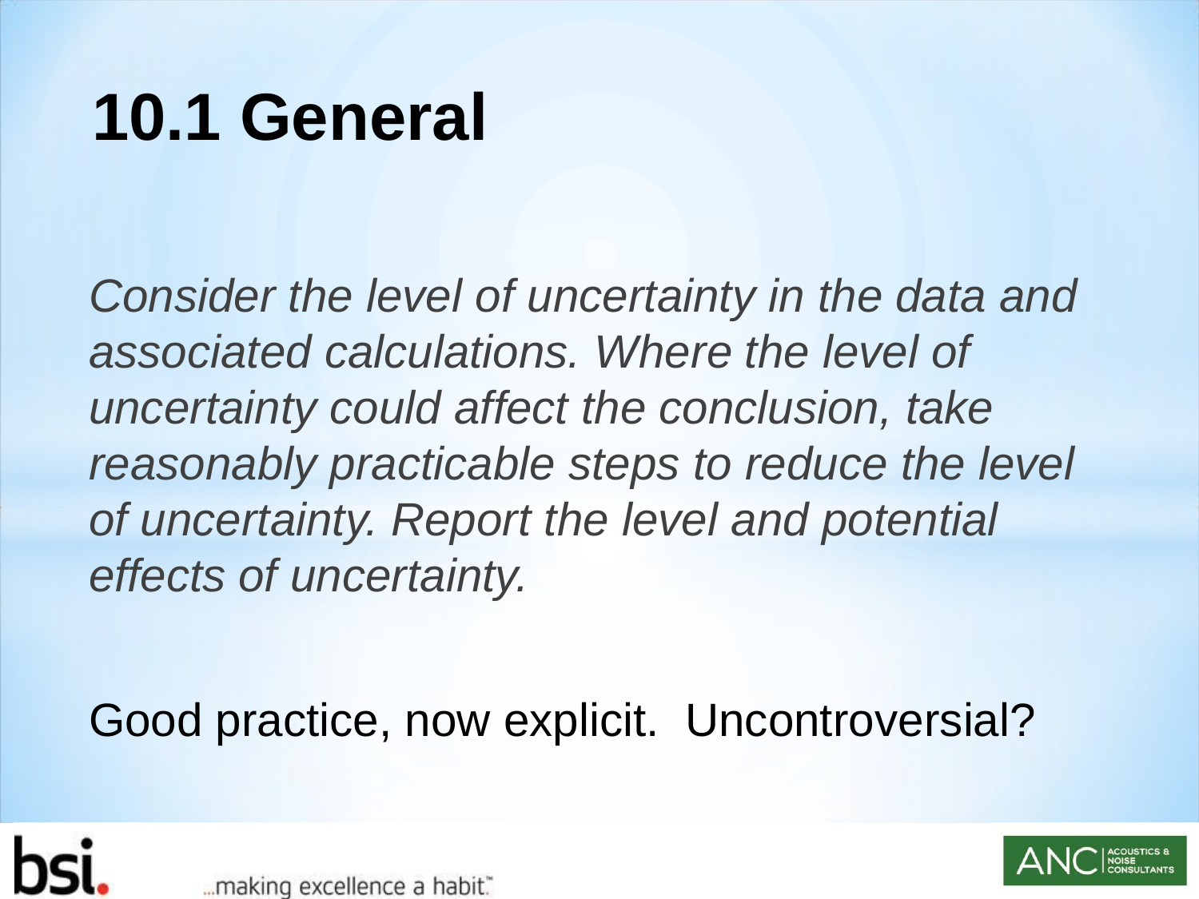# 10.1 General

*Consider the level of uncertainty in the data and associated calculations. Where the level of uncertainty could affect the conclusion, take reasonably practicable steps to reduce the level of uncertainty. Report the level and potential effects of uncertainty.*

Good practice, now explicit. Uncontroversial?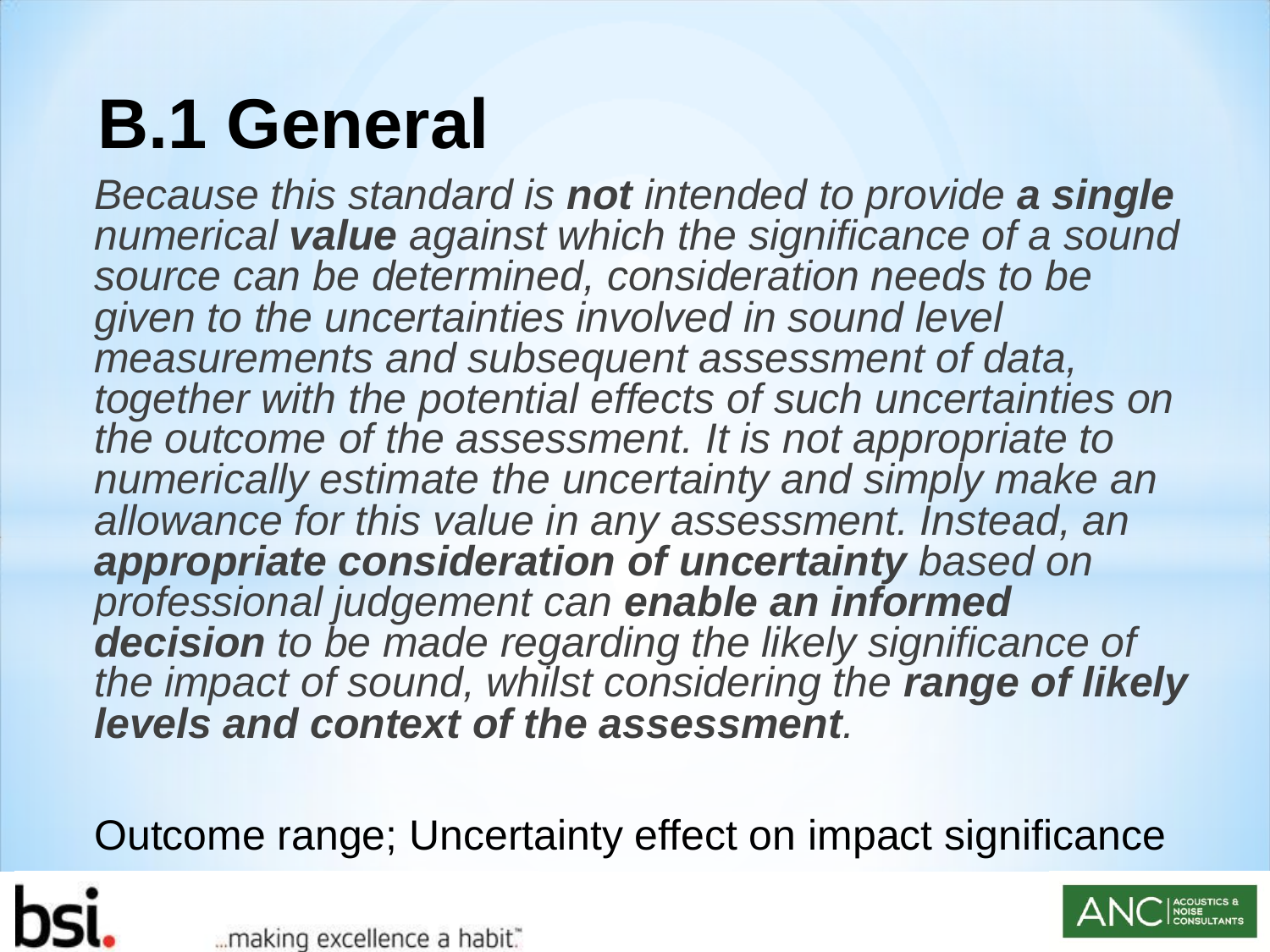# B.1 General

*Because this standard is **not** intended to provide **a single** numerical **value** against which the significance of a sound source can be determined, consideration needs to be given to the uncertainties involved in sound level measurements and subsequent assessment of data, together with the potential effects of such uncertainties on the outcome of the assessment. It is not appropriate to numerically estimate the uncertainty and simply make an allowance for this value in any assessment. Instead, an **appropriate consideration of uncertainty** based on professional judgement can **enable an informed decision** to be made regarding the likely significance of the impact of sound, whilst considering the **range of likely levels and context of the assessment**.*

Outcome range; Uncertainty effect on impact significance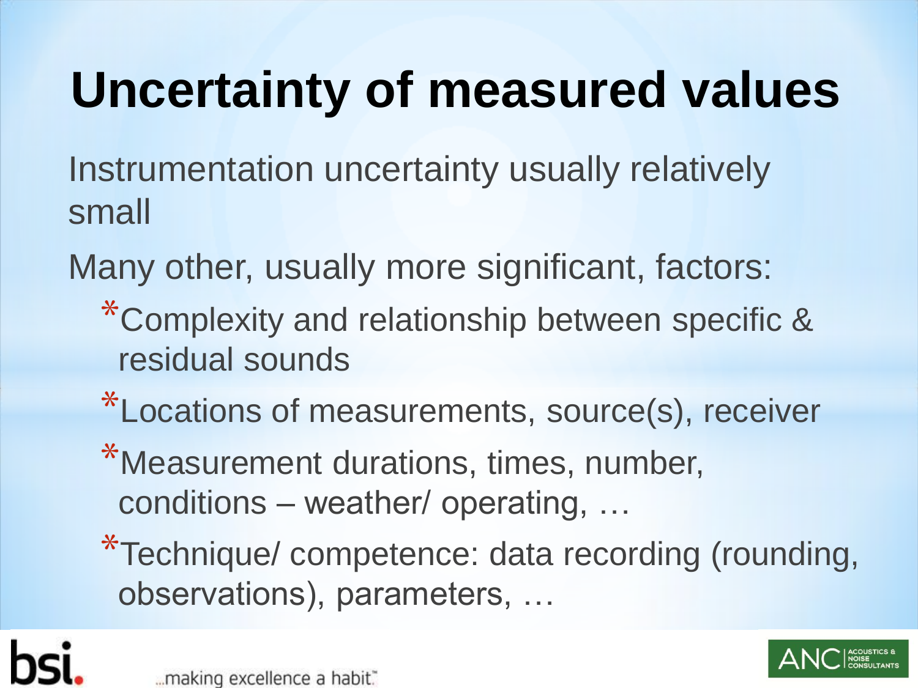# Uncertainty of measured values

Instrumentation uncertainty usually relatively small

Many other, usually more significant, factors:

- Complexity and relationship between specific & residual sounds
- Locations of measurements, source(s), receiver
- Measurement durations, times, number, conditions – weather/ operating, …
- Technique/ competence: data recording (rounding, observations), parameters, …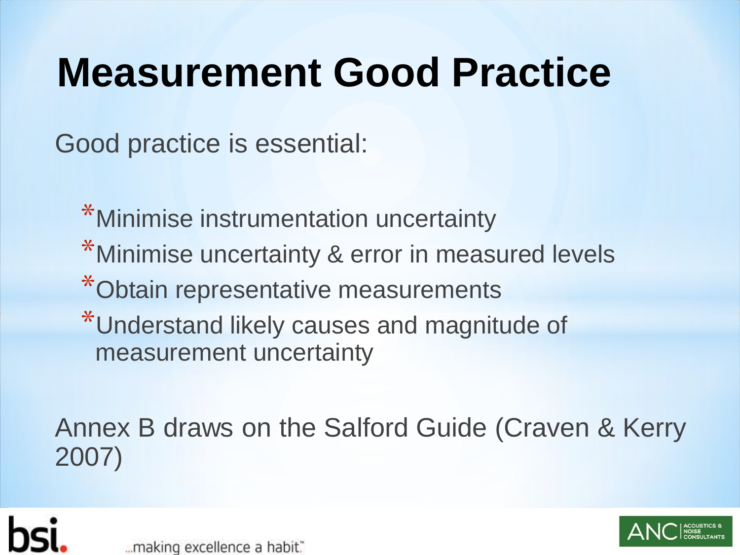# Measurement Good Practice

Good practice is essential:

- Minimise instrumentation uncertainty
- Minimise uncertainty & error in measured levels
- Obtain representative measurements
- Understand likely causes and magnitude of measurement uncertainty

Annex B draws on the Salford Guide (Craven & Kerry 2007)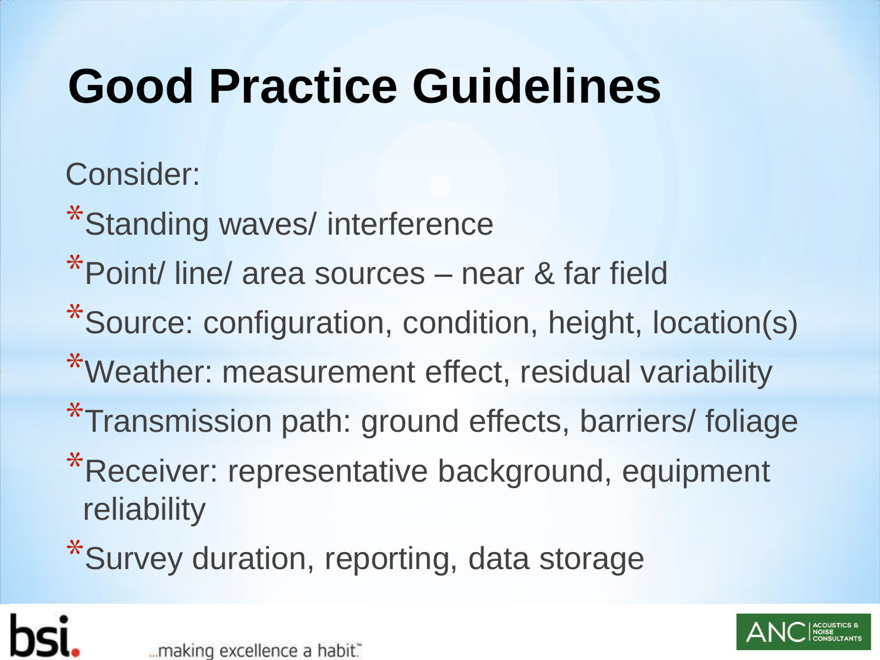# Good Practice Guidelines

Consider:

- Standing waves/ interference
- Point/ line/ area sources – near & far field
- Source: configuration, condition, height, location(s)
- Weather: measurement effect, residual variability
- Transmission path: ground effects, barriers/ foliage
- Receiver: representative background, equipment reliability
- Survey duration, reporting, data storage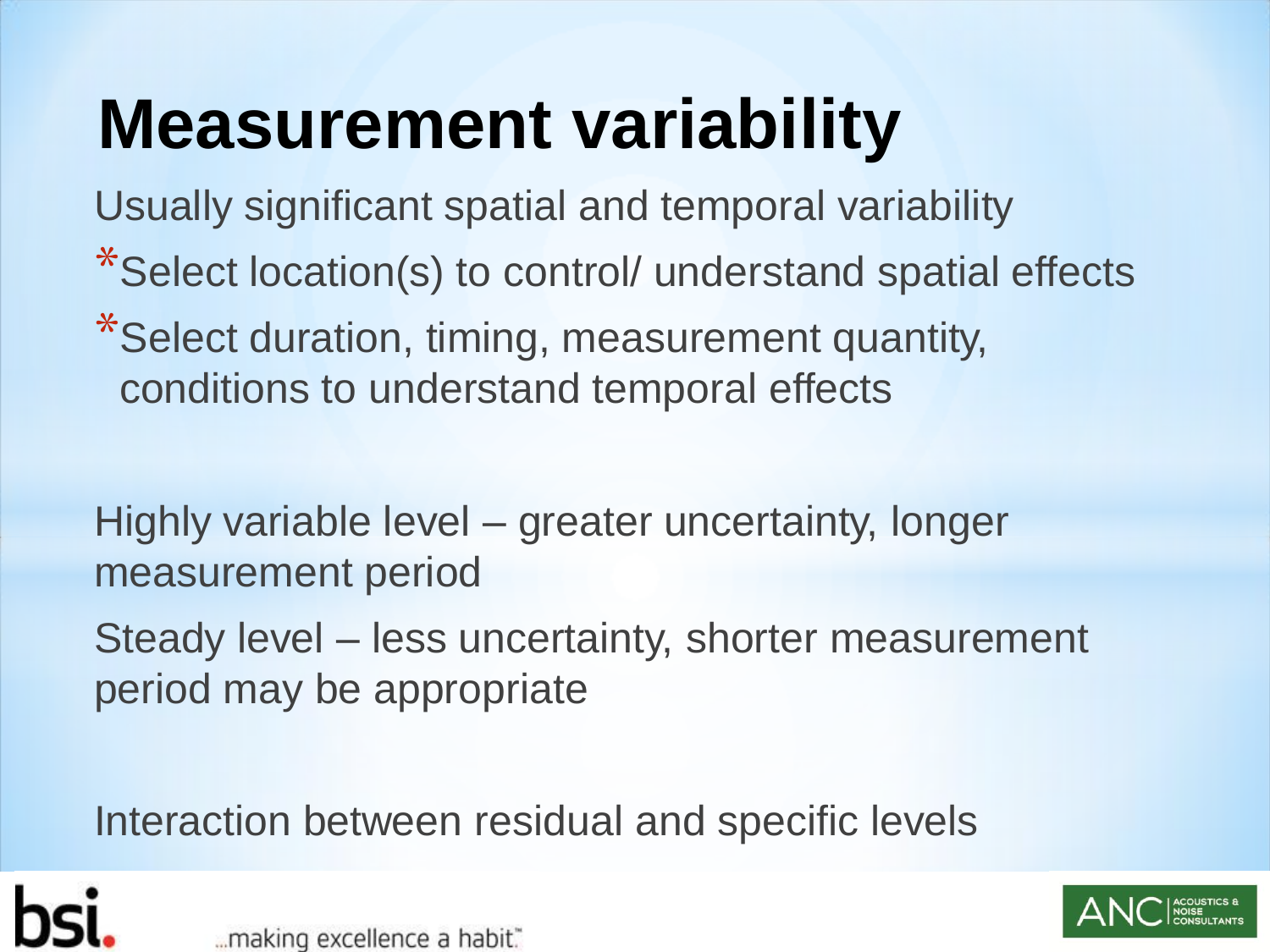# Measurement variability

Usually significant spatial and temporal variability

- Select location(s) to control/ understand spatial effects
- Select duration, timing, measurement quantity, conditions to understand temporal effects

Highly variable level – greater uncertainty, longer measurement period

Steady level – less uncertainty, shorter measurement period may be appropriate

Interaction between residual and specific levels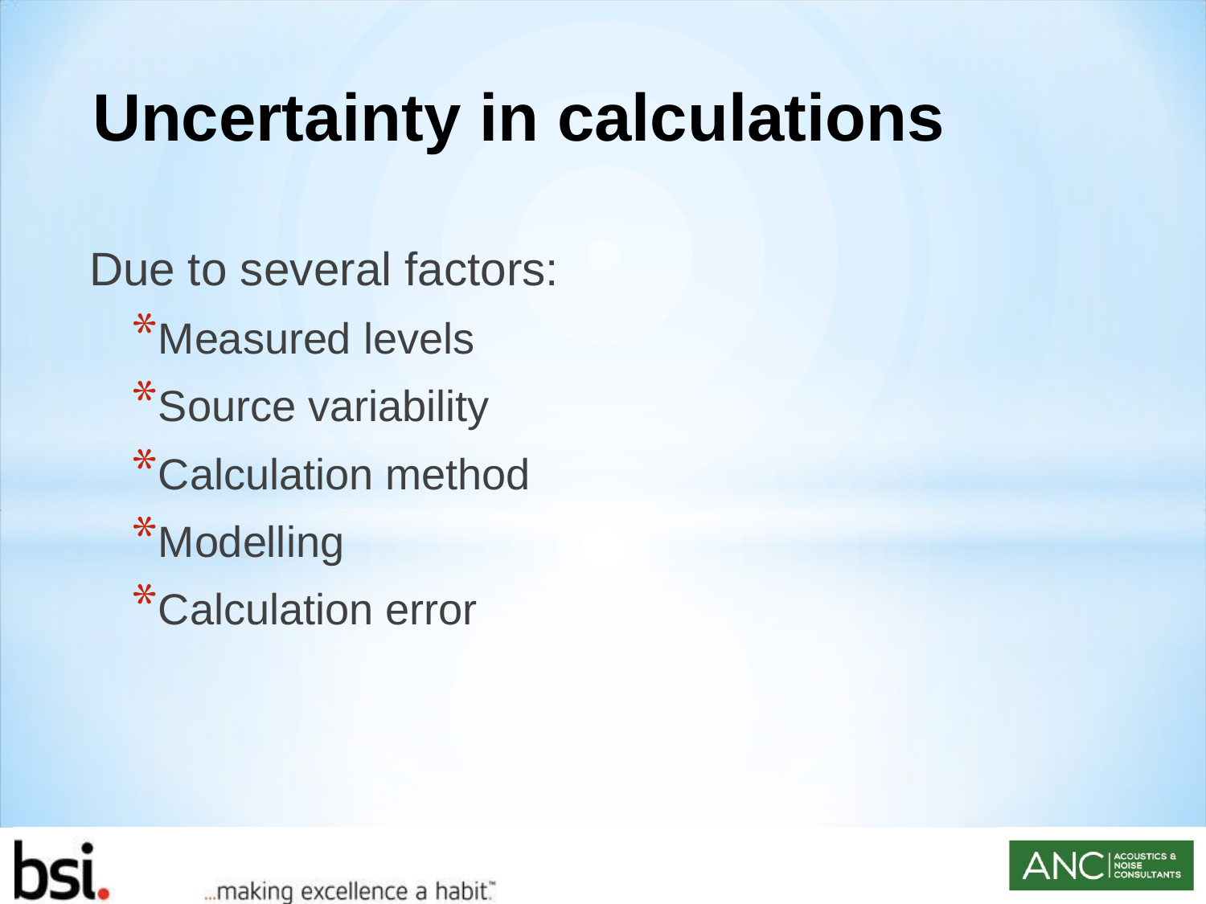# Uncertainty in calculations

Due to several factors:

- Measured levels
- Source variability
- Calculation method
- Modelling
- Calculation error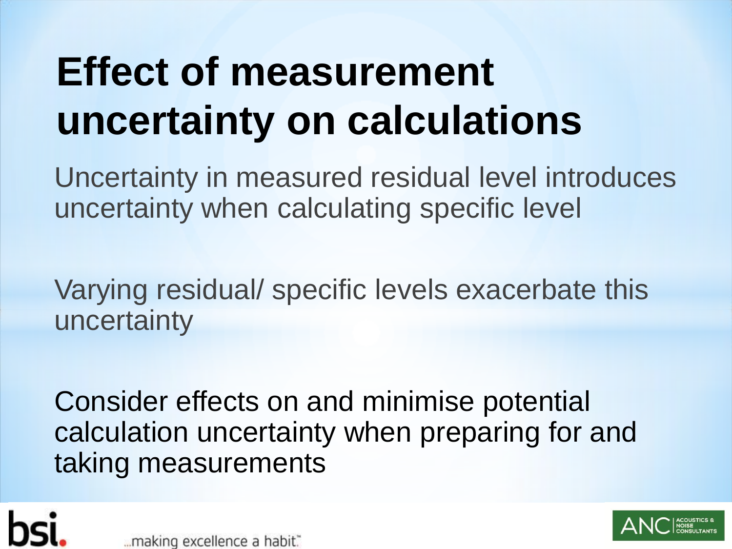# Effect of measurement uncertainty on calculations

Uncertainty in measured residual level introduces uncertainty when calculating specific level

Varying residual/ specific levels exacerbate this uncertainty

Consider effects on and minimise potential calculation uncertainty when preparing for and taking measurements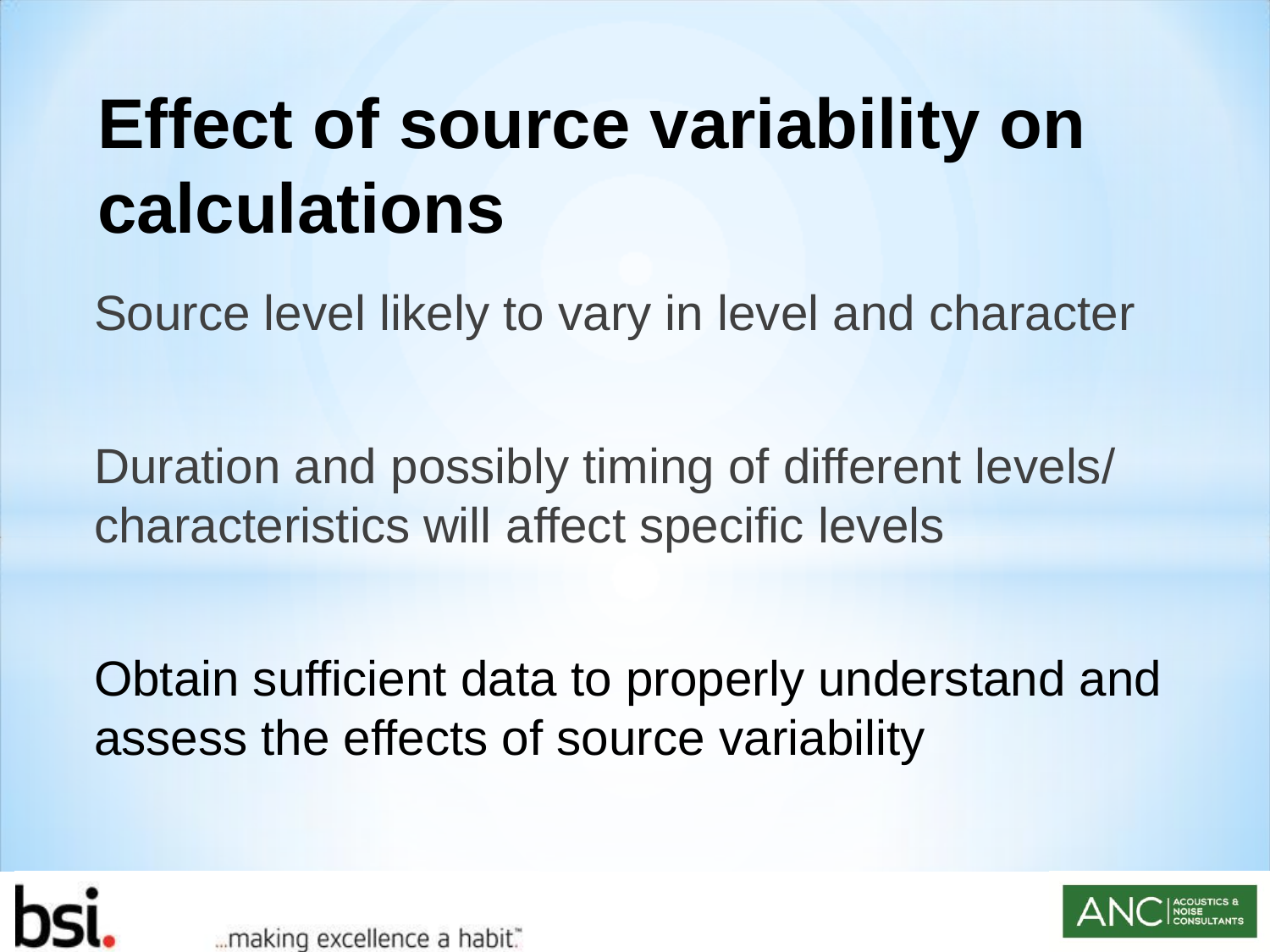# Effect of source variability on calculations

Source level likely to vary in level and character

Duration and possibly timing of different levels/ characteristics will affect specific levels

Obtain sufficient data to properly understand and assess the effects of source variability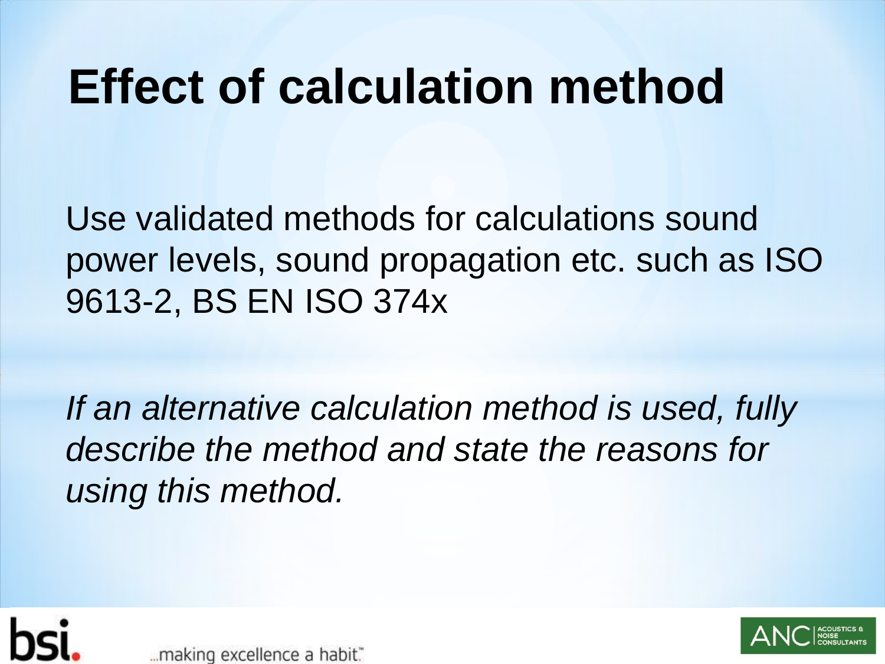# Effect of calculation method

Use validated methods for calculations sound power levels, sound propagation etc. such as ISO 9613-2, BS EN ISO 374x

*If an alternative calculation method is used, fully describe the method and state the reasons for using this method.*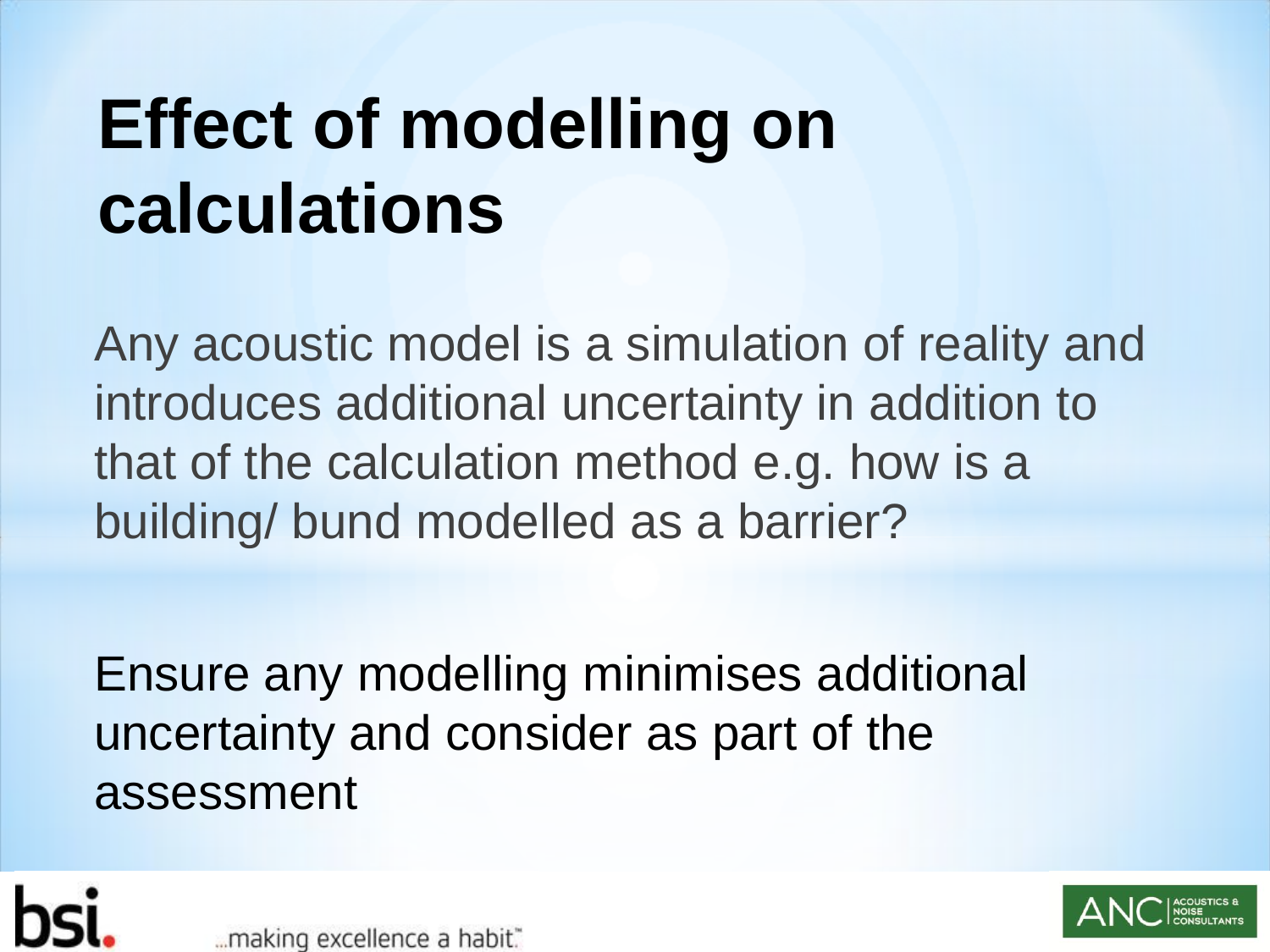# Effect of modelling on calculations

Any acoustic model is a simulation of reality and introduces additional uncertainty in addition to that of the calculation method e.g. how is a building/ bund modelled as a barrier?

Ensure any modelling minimises additional uncertainty and consider as part of the assessment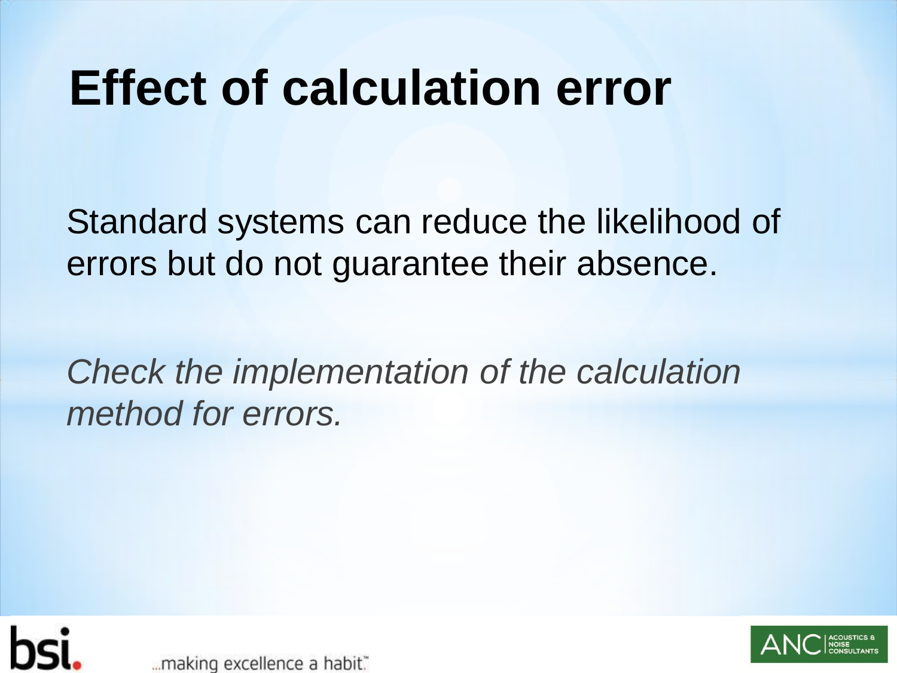# Effect of calculation error

Standard systems can reduce the likelihood of errors but do not guarantee their absence.

*Check the implementation of the calculation method for errors.*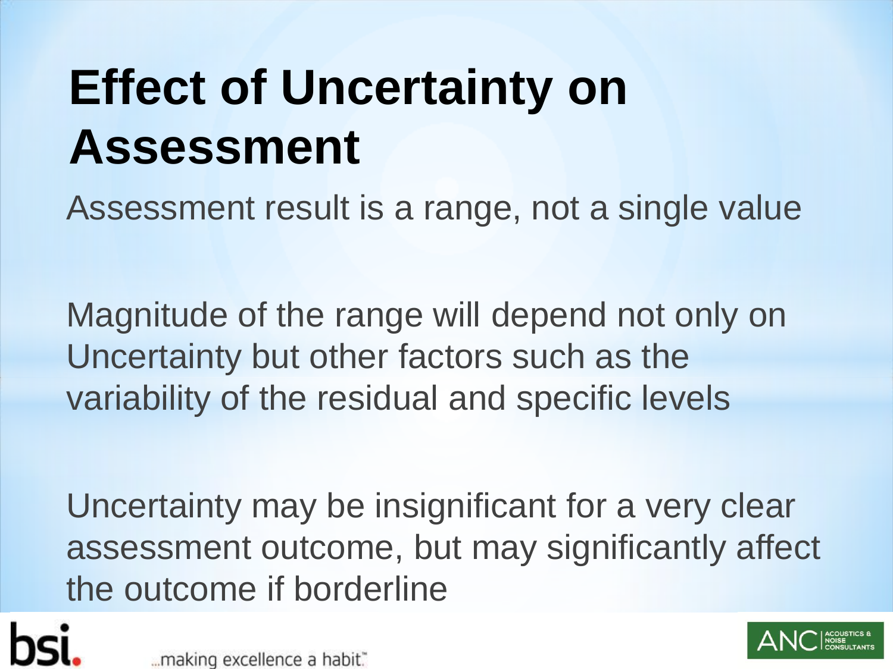# Effect of Uncertainty on Assessment

Assessment result is a range, not a single value

Magnitude of the range will depend not only on Uncertainty but other factors such as the variability of the residual and specific levels

Uncertainty may be insignificant for a very clear assessment outcome, but may significantly affect the outcome if borderline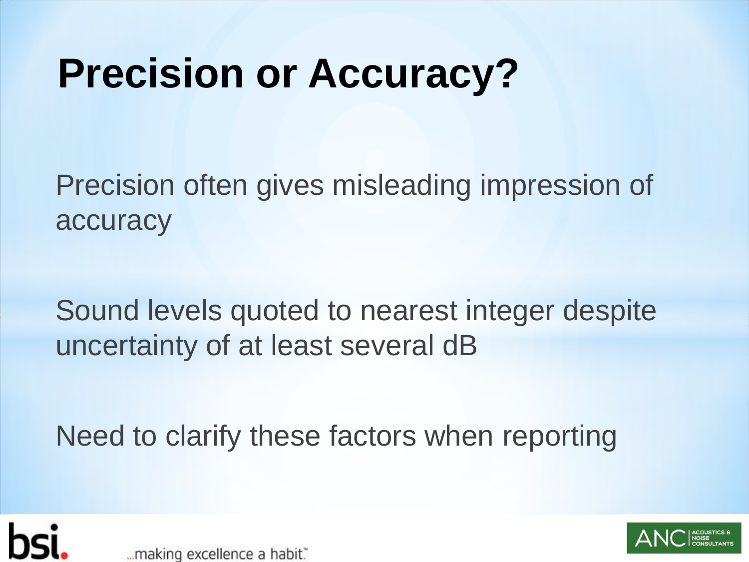# Precision or Accuracy?

Precision often gives misleading impression of accuracy

Sound levels quoted to nearest integer despite uncertainty of at least several dB

Need to clarify these factors when reporting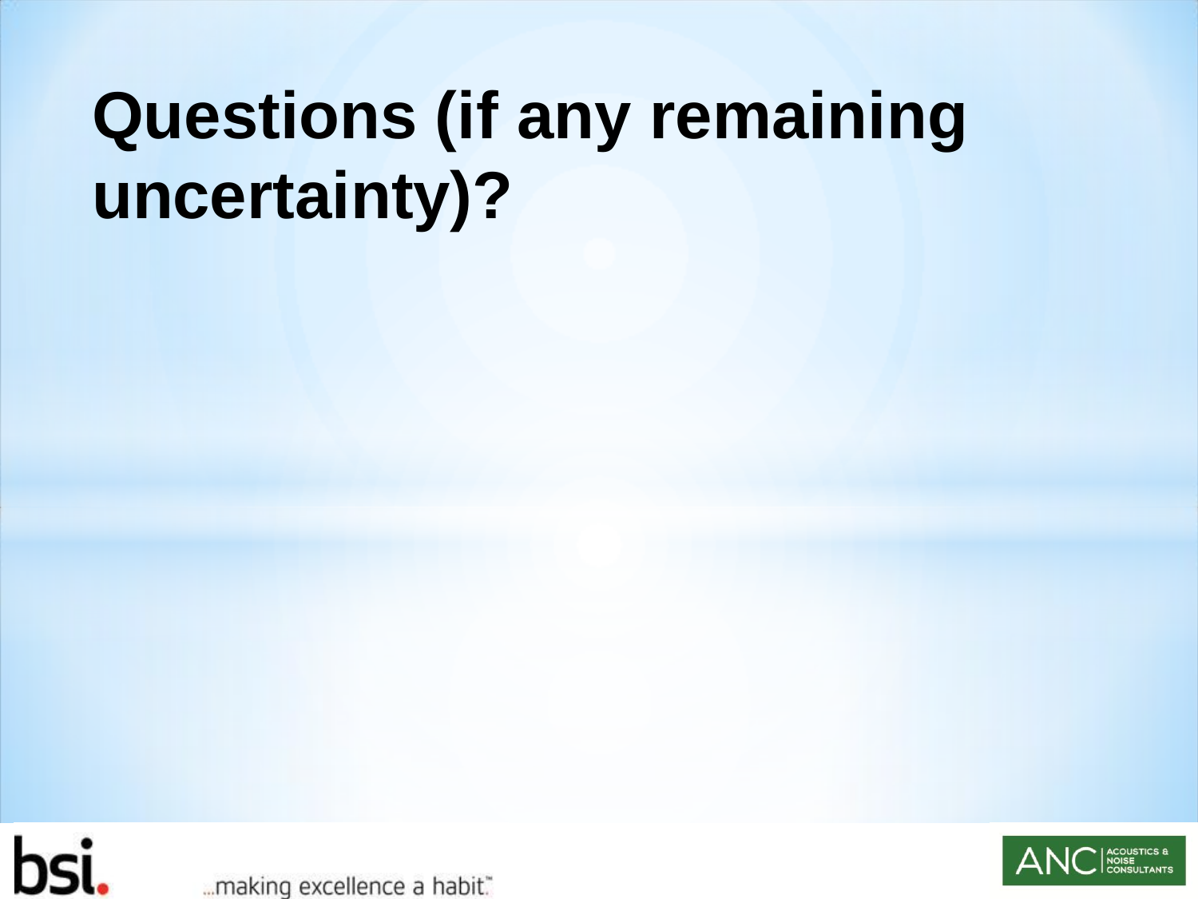# Questions (if any remaining uncertainty)?